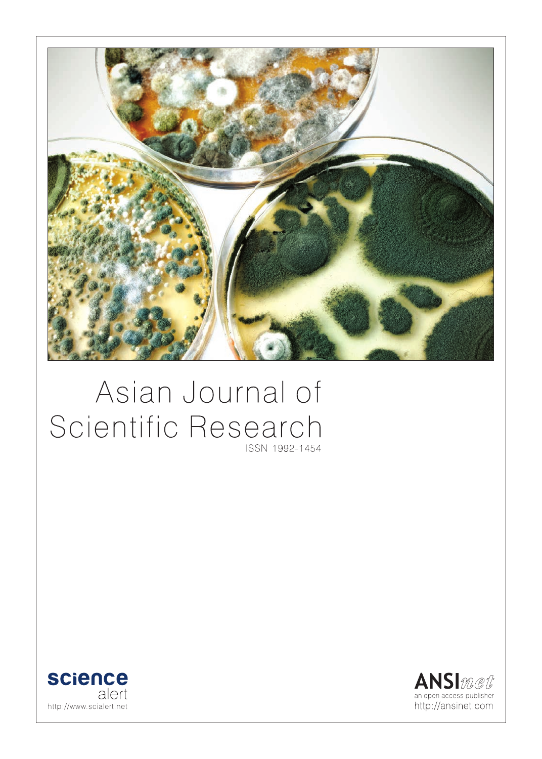# Asian Journal of Scientific Research

ISSN 1992-1454

**science** alert
http://www.scialert.net

**ANSI**net
an open access publisher
http://ansinet.com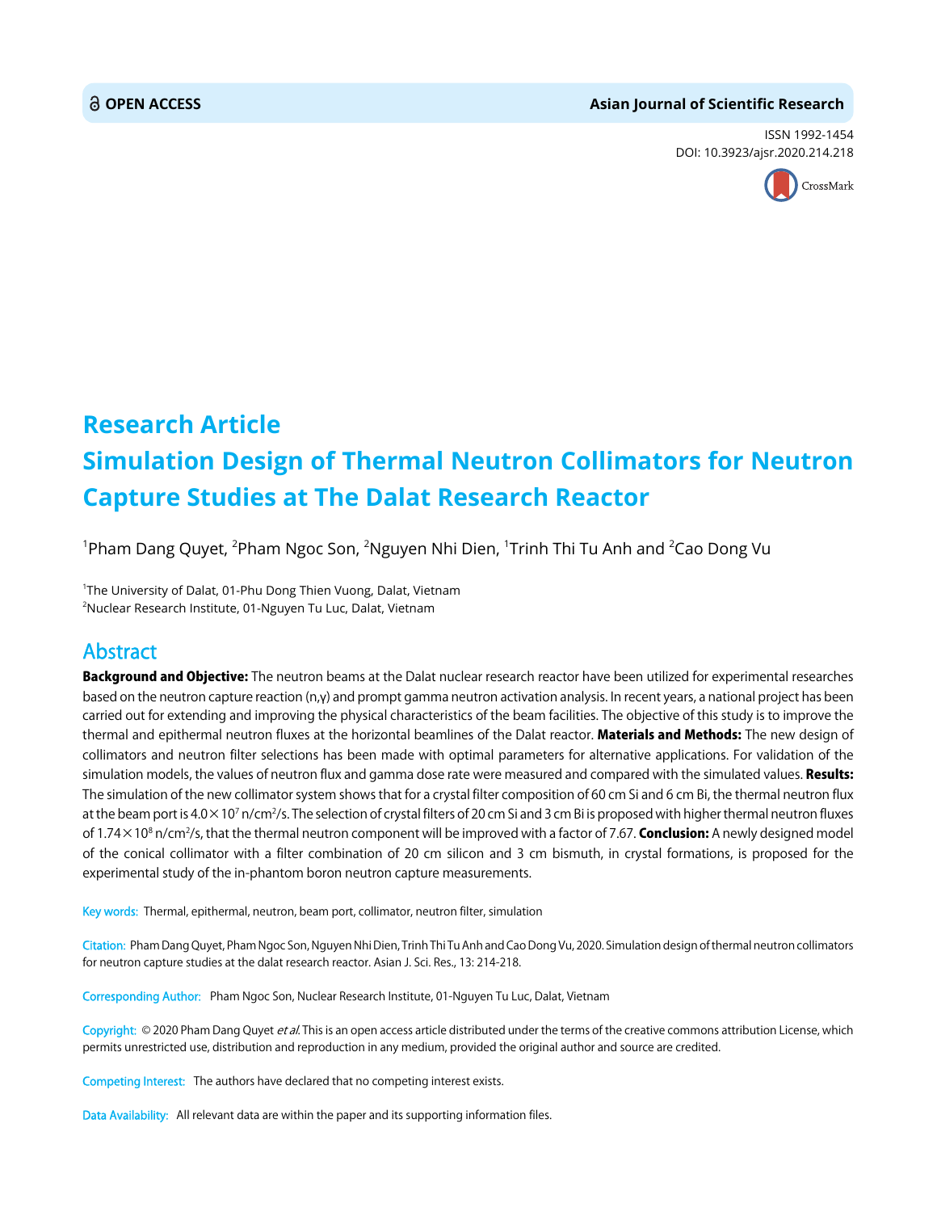# Research Article

# Simulation Design of Thermal Neutron Collimators for Neutron Capture Studies at The Dalat Research Reactor

[1]Pham Dang Quyet, [2]Pham Ngoc Son, [2]Nguyen Nhi Dien, [1]Trinh Thi Tu Anh and [2]Cao Dong Vu

[1]The University of Dalat, 01-Phu Dong Thien Vuong, Dalat, Vietnam
[2]Nuclear Research Institute, 01-Nguyen Tu Luc, Dalat, Vietnam

## Abstract

**Background and Objective:** The neutron beams at the Dalat nuclear research reactor have been utilized for experimental researches based on the neutron capture reaction (n,γ) and prompt gamma neutron activation analysis. In recent years, a national project has been carried out for extending and improving the physical characteristics of the beam facilities. The objective of this study is to improve the thermal and epithermal neutron fluxes at the horizontal beamlines of the Dalat reactor. **Materials and Methods:** The new design of collimators and neutron filter selections has been made with optimal parameters for alternative applications. For validation of the simulation models, the values of neutron flux and gamma dose rate were measured and compared with the simulated values. **Results:** The simulation of the new collimator system shows that for a crystal filter composition of 60 cm Si and 6 cm Bi, the thermal neutron flux at the beam port is $4.0\times10^{7}$ n/cm$^{2}$/s. The selection of crystal filters of 20 cm Si and 3 cm Bi is proposed with higher thermal neutron fluxes of $1.74\times10^{8}$ n/cm$^{2}$/s, that the thermal neutron component will be improved with a factor of 7.67. **Conclusion:** A newly designed model of the conical collimator with a filter combination of 20 cm silicon and 3 cm bismuth, in crystal formations, is proposed for the experimental study of the in-phantom boron neutron capture measurements.

**Key words:** Thermal, epithermal, neutron, beam port, collimator, neutron filter, simulation

**Citation:** Pham Dang Quyet, Pham Ngoc Son, Nguyen Nhi Dien, Trinh Thi Tu Anh and Cao Dong Vu, 2020. Simulation design of thermal neutron collimators for neutron capture studies at the dalat research reactor. Asian J. Sci. Res., 13: 214-218.

**Corresponding Author:** Pham Ngoc Son, Nuclear Research Institute, 01-Nguyen Tu Luc, Dalat, Vietnam

**Copyright:** © 2020 Pham Dang Quyet *et al.* This is an open access article distributed under the terms of the creative commons attribution License, which permits unrestricted use, distribution and reproduction in any medium, provided the original author and source are credited.

**Competing Interest:** The authors have declared that no competing interest exists.

**Data Availability:** All relevant data are within the paper and its supporting information files.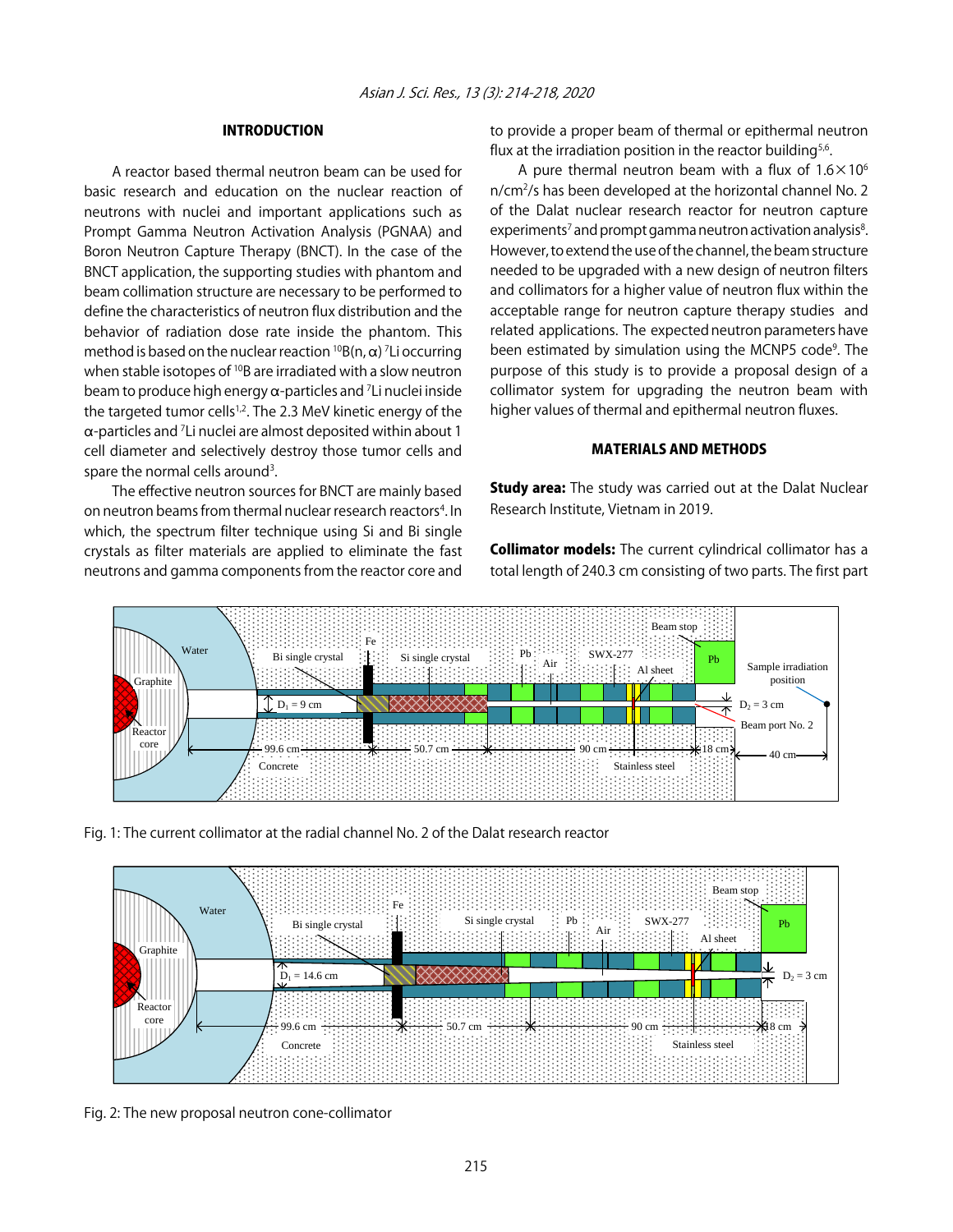## INTRODUCTION

A reactor based thermal neutron beam can be used for basic research and education on the nuclear reaction of neutrons with nuclei and important applications such as Prompt Gamma Neutron Activation Analysis (PGNAA) and Boron Neutron Capture Therapy (BNCT). In the case of the BNCT application, the supporting studies with phantom and beam collimation structure are necessary to be performed to define the characteristics of neutron flux distribution and the behavior of radiation dose rate inside the phantom. This method is based on the nuclear reaction $^{10}B(n, \alpha)\,^{7}Li$ occurring when stable isotopes of $^{10}B$ are irradiated with a slow neutron beam to produce high energy α-particles and $^{7}Li$ nuclei inside the targeted tumor cells[1,2]. The 2.3 MeV kinetic energy of the α-particles and $^{7}Li$ nuclei are almost deposited within about 1 cell diameter and selectively destroy those tumor cells and spare the normal cells around[3].

The effective neutron sources for BNCT are mainly based on neutron beams from thermal nuclear research reactors[4]. In which, the spectrum filter technique using Si and Bi single crystals as filter materials are applied to eliminate the fast neutrons and gamma components from the reactor core and to provide a proper beam of thermal or epithermal neutron flux at the irradiation position in the reactor building[5,6].

A pure thermal neutron beam with a flux of $1.6\times10^{6}$ n/cm$^2$/s has been developed at the horizontal channel No. 2 of the Dalat nuclear research reactor for neutron capture experiments[7] and prompt gamma neutron activation analysis[8]. However, to extend the use of the channel, the beam structure needed to be upgraded with a new design of neutron filters and collimators for a higher value of neutron flux within the acceptable range for neutron capture therapy studies and related applications. The expected neutron parameters have been estimated by simulation using the MCNP5 code[9]. The purpose of this study is to provide a proposal design of a collimator system for upgrading the neutron beam with higher values of thermal and epithermal neutron fluxes.

## MATERIALS AND METHODS

**Study area:** The study was carried out at the Dalat Nuclear Research Institute, Vietnam in 2019.

**Collimator models:** The current cylindrical collimator has a total length of 240.3 cm consisting of two parts. The first part

Fig. 1: The current collimator at the radial channel No. 2 of the Dalat research reactor

Fig. 2: The new proposal neutron cone-collimator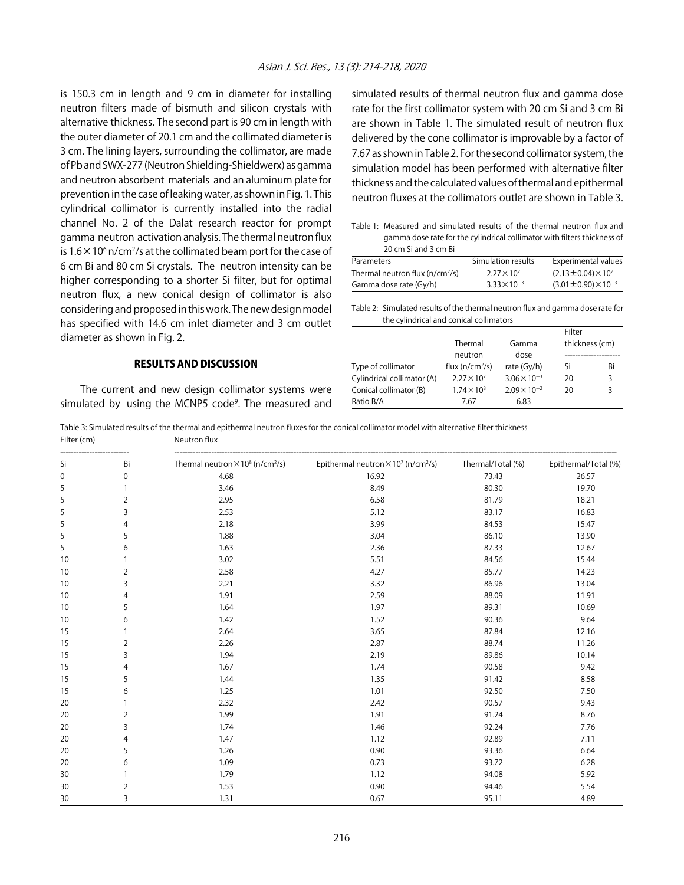is 150.3 cm in length and 9 cm in diameter for installing neutron filters made of bismuth and silicon crystals with alternative thickness. The second part is 90 cm in length with the outer diameter of 20.1 cm and the collimated diameter is 3 cm. The lining layers, surrounding the collimator, are made of Pb and SWX-277 (Neutron Shielding-Shieldwerx) as gamma and neutron absorbent materials and an aluminum plate for prevention in the case of leaking water, as shown in Fig. 1. This cylindrical collimator is currently installed into the radial channel No. 2 of the Dalat research reactor for prompt gamma neutron activation analysis. The thermal neutron flux is $1.6\times10^{6}$ n/cm$^{2}$/s at the collimated beam port for the case of 6 cm Bi and 80 cm Si crystals. The neutron intensity can be higher corresponding to a shorter Si filter, but for optimal neutron flux, a new conical design of collimator is also considering and proposed in this work. The new design model has specified with 14.6 cm inlet diameter and 3 cm outlet diameter as shown in Fig. 2.

## RESULTS AND DISCUSSION

The current and new design collimator systems were simulated by using the MCNP5 code[9]. The measured and simulated results of thermal neutron flux and gamma dose rate for the first collimator system with 20 cm Si and 3 cm Bi are shown in Table 1. The simulated result of neutron flux delivered by the cone collimator is improvable by a factor of 7.67 as shown in Table 2. For the second collimator system, the simulation model has been performed with alternative filter thickness and the calculated values of thermal and epithermal neutron fluxes at the collimators outlet are shown in Table 3.

Table 1: Measured and simulated results of the thermal neutron flux and gamma dose rate for the cylindrical collimator with filters thickness of 20 cm Si and 3 cm Bi

| Parameters | Simulation results | Experimental values |
|---|---|---|
| Thermal neutron flux (n/cm$^{2}$/s) | $2.27\times10^{7}$ | $(2.13\pm0.04)\times10^{7}$ |
| Gamma dose rate (Gy/h) | $3.33\times10^{-3}$ | $(3.01\pm0.90)\times10^{-3}$ |

Table 2: Simulated results of the thermal neutron flux and gamma dose rate for the cylindrical and conical collimators

| Type of collimator | Thermal neutron flux (n/cm$^{2}$/s) | Gamma dose rate (Gy/h) | Filter thickness (cm) | |
|---|---|---|---|---|
| | | | Si | Bi |
| Cylindrical collimator (A) | $2.27\times10^{7}$ | $3.06\times10^{-3}$ | 20 | 3 |
| Conical collimator (B) | $1.74\times10^{8}$ | $2.09\times10^{-2}$ | 20 | 3 |
| Ratio B/A | 7.67 | 6.83 | | |

Table 3: Simulated results of the thermal and epithermal neutron fluxes for the conical collimator model with alternative filter thickness

| Filter (cm) | | Neutron flux | | | |
|---|---|---|---|---|---|
| Si | Bi | Thermal neutron $\times10^{8}$ (n/cm$^{2}$/s) | Epithermal neutron $\times10^{7}$ (n/cm$^{2}$/s) | Thermal/Total (%) | Epithermal/Total (%) |
| 0 | 0 | 4.68 | 16.92 | 73.43 | 26.57 |
| 5 | 1 | 3.46 | 8.49 | 80.30 | 19.70 |
| 5 | 2 | 2.95 | 6.58 | 81.79 | 18.21 |
| 5 | 3 | 2.53 | 5.12 | 83.17 | 16.83 |
| 5 | 4 | 2.18 | 3.99 | 84.53 | 15.47 |
| 5 | 5 | 1.88 | 3.04 | 86.10 | 13.90 |
| 5 | 6 | 1.63 | 2.36 | 87.33 | 12.67 |
| 10 | 1 | 3.02 | 5.51 | 84.56 | 15.44 |
| 10 | 2 | 2.58 | 4.27 | 85.77 | 14.23 |
| 10 | 3 | 2.21 | 3.32 | 86.96 | 13.04 |
| 10 | 4 | 1.91 | 2.59 | 88.09 | 11.91 |
| 10 | 5 | 1.64 | 1.97 | 89.31 | 10.69 |
| 10 | 6 | 1.42 | 1.52 | 90.36 | 9.64 |
| 15 | 1 | 2.64 | 3.65 | 87.84 | 12.16 |
| 15 | 2 | 2.26 | 2.87 | 88.74 | 11.26 |
| 15 | 3 | 1.94 | 2.19 | 89.86 | 10.14 |
| 15 | 4 | 1.67 | 1.74 | 90.58 | 9.42 |
| 15 | 5 | 1.44 | 1.35 | 91.42 | 8.58 |
| 15 | 6 | 1.25 | 1.01 | 92.50 | 7.50 |
| 20 | 1 | 2.32 | 2.42 | 90.57 | 9.43 |
| 20 | 2 | 1.99 | 1.91 | 91.24 | 8.76 |
| 20 | 3 | 1.74 | 1.46 | 92.24 | 7.76 |
| 20 | 4 | 1.47 | 1.12 | 92.89 | 7.11 |
| 20 | 5 | 1.26 | 0.90 | 93.36 | 6.64 |
| 20 | 6 | 1.09 | 0.73 | 93.72 | 6.28 |
| 30 | 1 | 1.79 | 1.12 | 94.08 | 5.92 |
| 30 | 2 | 1.53 | 0.90 | 94.46 | 5.54 |
| 30 | 3 | 1.31 | 0.67 | 95.11 | 4.89 |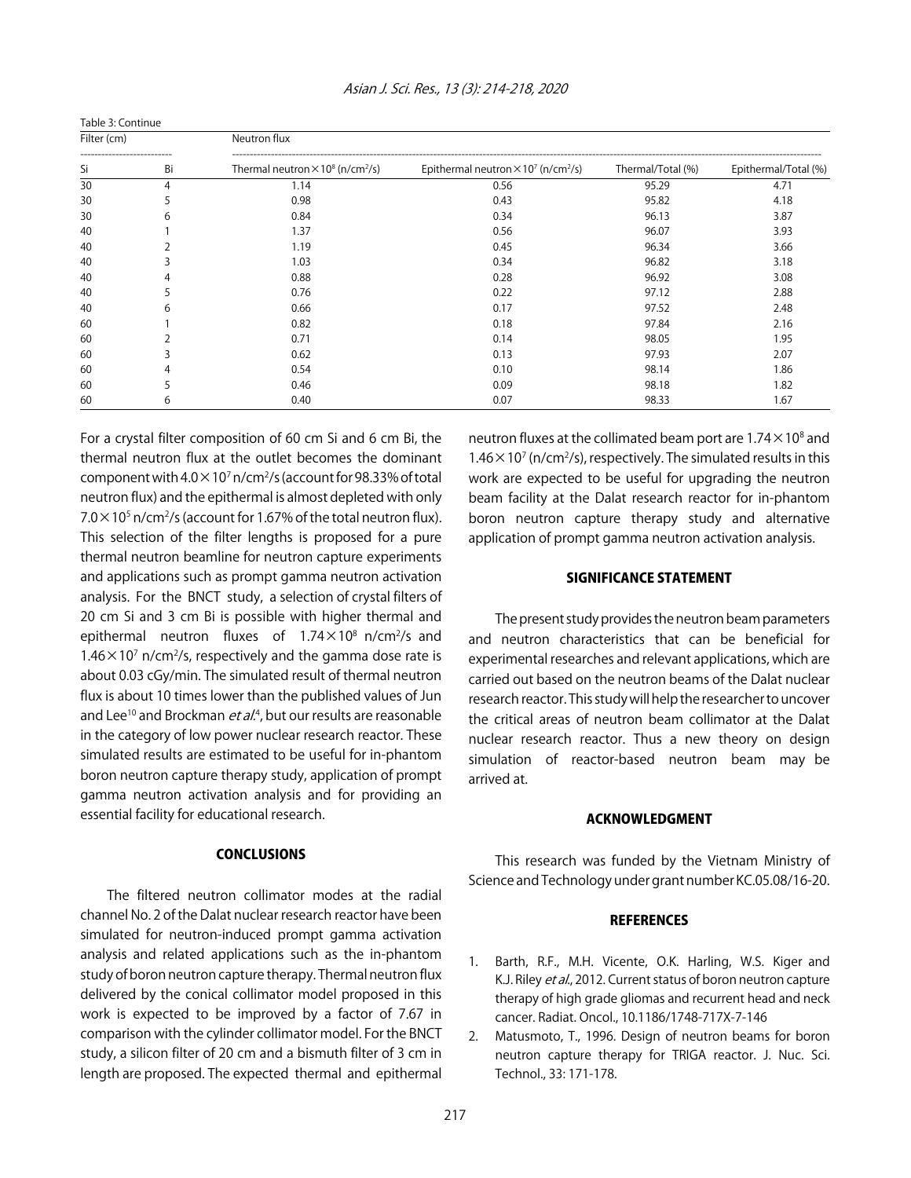Table 3: Continue

| Filter (cm) | | Neutron flux | | | |
|---|---|---|---|---|---|
| Si | Bi | Thermal neutron $\times 10^8$ (n/cm$^2$/s) | Epithermal neutron $\times 10^7$ (n/cm$^2$/s) | Thermal/Total (%) | Epithermal/Total (%) |
| 30 | 4 | 1.14 | 0.56 | 95.29 | 4.71 |
| 30 | 5 | 0.98 | 0.43 | 95.82 | 4.18 |
| 30 | 6 | 0.84 | 0.34 | 96.13 | 3.87 |
| 40 | 1 | 1.37 | 0.56 | 96.07 | 3.93 |
| 40 | 2 | 1.19 | 0.45 | 96.34 | 3.66 |
| 40 | 3 | 1.03 | 0.34 | 96.82 | 3.18 |
| 40 | 4 | 0.88 | 0.28 | 96.92 | 3.08 |
| 40 | 5 | 0.76 | 0.22 | 97.12 | 2.88 |
| 40 | 6 | 0.66 | 0.17 | 97.52 | 2.48 |
| 60 | 1 | 0.82 | 0.18 | 97.84 | 2.16 |
| 60 | 2 | 0.71 | 0.14 | 98.05 | 1.95 |
| 60 | 3 | 0.62 | 0.13 | 97.93 | 2.07 |
| 60 | 4 | 0.54 | 0.10 | 98.14 | 1.86 |
| 60 | 5 | 0.46 | 0.09 | 98.18 | 1.82 |
| 60 | 6 | 0.40 | 0.07 | 98.33 | 1.67 |

For a crystal filter composition of 60 cm Si and 6 cm Bi, the thermal neutron flux at the outlet becomes the dominant component with $4.0\times10^7$ n/cm$^2$/s (account for 98.33% of total neutron flux) and the epithermal is almost depleted with only $7.0\times10^5$ n/cm$^2$/s (account for 1.67% of the total neutron flux). This selection of the filter lengths is proposed for a pure thermal neutron beamline for neutron capture experiments and applications such as prompt gamma neutron activation analysis. For the BNCT study, a selection of crystal filters of 20 cm Si and 3 cm Bi is possible with higher thermal and epithermal neutron fluxes of $1.74\times10^8$ n/cm$^2$/s and $1.46\times10^7$ n/cm$^2$/s, respectively and the gamma dose rate is about 0.03 cGy/min. The simulated result of thermal neutron flux is about 10 times lower than the published values of Jun and Lee[10] and Brockman *et al.*[4], but our results are reasonable in the category of low power nuclear research reactor. These simulated results are estimated to be useful for in-phantom boron neutron capture therapy study, application of prompt gamma neutron activation analysis and for providing an essential facility for educational research.

## CONCLUSIONS

The filtered neutron collimator modes at the radial channel No. 2 of the Dalat nuclear research reactor have been simulated for neutron-induced prompt gamma activation analysis and related applications such as the in-phantom study of boron neutron capture therapy. Thermal neutron flux delivered by the conical collimator model proposed in this work is expected to be improved by a factor of 7.67 in comparison with the cylinder collimator model. For the BNCT study, a silicon filter of 20 cm and a bismuth filter of 3 cm in length are proposed. The expected thermal and epithermal neutron fluxes at the collimated beam port are $1.74\times10^8$ and $1.46\times10^7$ (n/cm$^2$/s), respectively. The simulated results in this work are expected to be useful for upgrading the neutron beam facility at the Dalat research reactor for in-phantom boron neutron capture therapy study and alternative application of prompt gamma neutron activation analysis.

## SIGNIFICANCE STATEMENT

The present study provides the neutron beam parameters and neutron characteristics that can be beneficial for experimental researches and relevant applications, which are carried out based on the neutron beams of the Dalat nuclear research reactor. This study will help the researcher to uncover the critical areas of neutron beam collimator at the Dalat nuclear research reactor. Thus a new theory on design simulation of reactor-based neutron beam may be arrived at.

## ACKNOWLEDGMENT

This research was funded by the Vietnam Ministry of Science and Technology under grant number KC.05.08/16-20.

## REFERENCES

1. Barth, R.F., M.H. Vicente, O.K. Harling, W.S. Kiger and K.J. Riley *et al.*, 2012. Current status of boron neutron capture therapy of high grade gliomas and recurrent head and neck cancer. Radiat. Oncol., 10.1186/1748-717X-7-146
2. Matusmoto, T., 1996. Design of neutron beams for boron neutron capture therapy for TRIGA reactor. J. Nuc. Sci. Technol., 33: 171-178.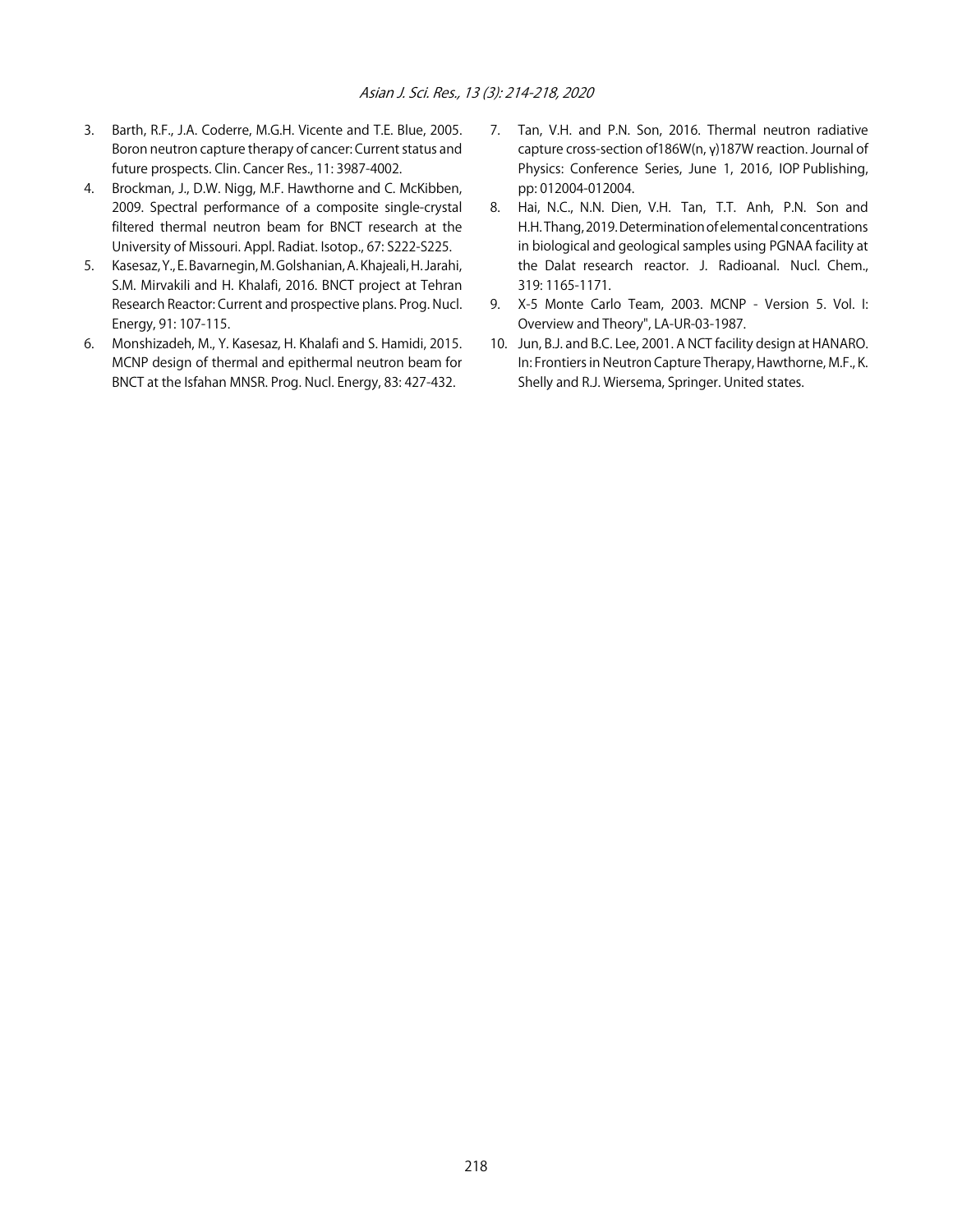3. Barth, R.F., J.A. Coderre, M.G.H. Vicente and T.E. Blue, 2005. Boron neutron capture therapy of cancer: Current status and future prospects. Clin. Cancer Res., 11: 3987-4002.
4. Brockman, J., D.W. Nigg, M.F. Hawthorne and C. McKibben, 2009. Spectral performance of a composite single-crystal filtered thermal neutron beam for BNCT research at the University of Missouri. Appl. Radiat. Isotop., 67: S222-S225.
5. Kasesaz, Y., E. Bavarnegin, M. Golshanian, A. Khajeali, H. Jarahi, S.M. Mirvakili and H. Khalafi, 2016. BNCT project at Tehran Research Reactor: Current and prospective plans. Prog. Nucl. Energy, 91: 107-115.
6. Monshizadeh, M., Y. Kasesaz, H. Khalafi and S. Hamidi, 2015. MCNP design of thermal and epithermal neutron beam for BNCT at the Isfahan MNSR. Prog. Nucl. Energy, 83: 427-432.
7. Tan, V.H. and P.N. Son, 2016. Thermal neutron radiative capture cross-section of186W(n, γ)187W reaction. Journal of Physics: Conference Series, June 1, 2016, IOP Publishing, pp: 012004-012004.
8. Hai, N.C., N.N. Dien, V.H. Tan, T.T. Anh, P.N. Son and H.H. Thang, 2019. Determination of elemental concentrations in biological and geological samples using PGNAA facility at the Dalat research reactor. J. Radioanal. Nucl. Chem., 319: 1165-1171.
9. X-5 Monte Carlo Team, 2003. MCNP - Version 5. Vol. I: Overview and Theory", LA-UR-03-1987.
10. Jun, B.J. and B.C. Lee, 2001. A NCT facility design at HANARO. In: Frontiers in Neutron Capture Therapy, Hawthorne, M.F., K. Shelly and R.J. Wiersema, Springer. United states.